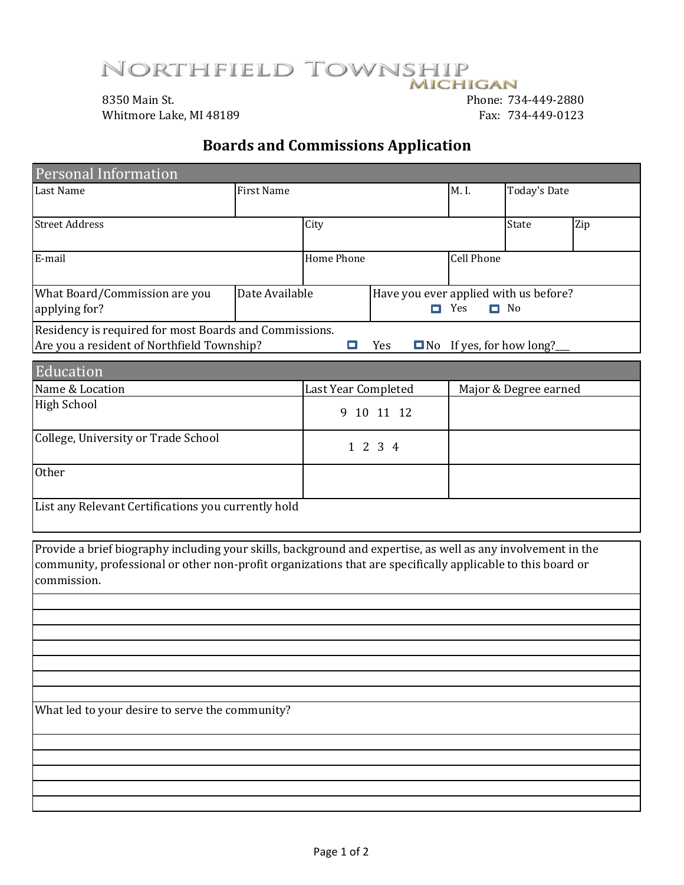# NORTHFIELD TOWNSHIP
MICHIGAN

8350 Main St.
Whitmore Lake, MI 48189

Phone: 734-449-2880
Fax: 734-449-0123

## Boards and Commissions Application

### Personal Information

| Last Name | First Name | M. I. | Today's Date |
|---|---|---|---|
| | | | |

| Street Address | City | State | Zip |
|---|---|---|---|
| | | | |

| E-mail | Home Phone | Cell Phone |
|---|---|---|
| | | |

| What Board/Commission are you applying for? | Date Available | Have you ever applied with us before? ☐ Yes ☐ No |
|---|---|---|
| | | |

Residency is required for most Boards and Commissions.
Are you a resident of Northfield Township? ☐ Yes ☐ No If yes, for how long?___

### Education

| Name & Location | Last Year Completed | Major & Degree earned |
|---|---|---|
| High School | 9 10 11 12 | |
| College, University or Trade School | 1 2 3 4 | |
| Other | | |

List any Relevant Certifications you currently hold

Provide a brief biography including your skills, background and expertise, as well as any involvement in the community, professional or other non-profit organizations that are specifically applicable to this board or commission.

What led to your desire to serve the community?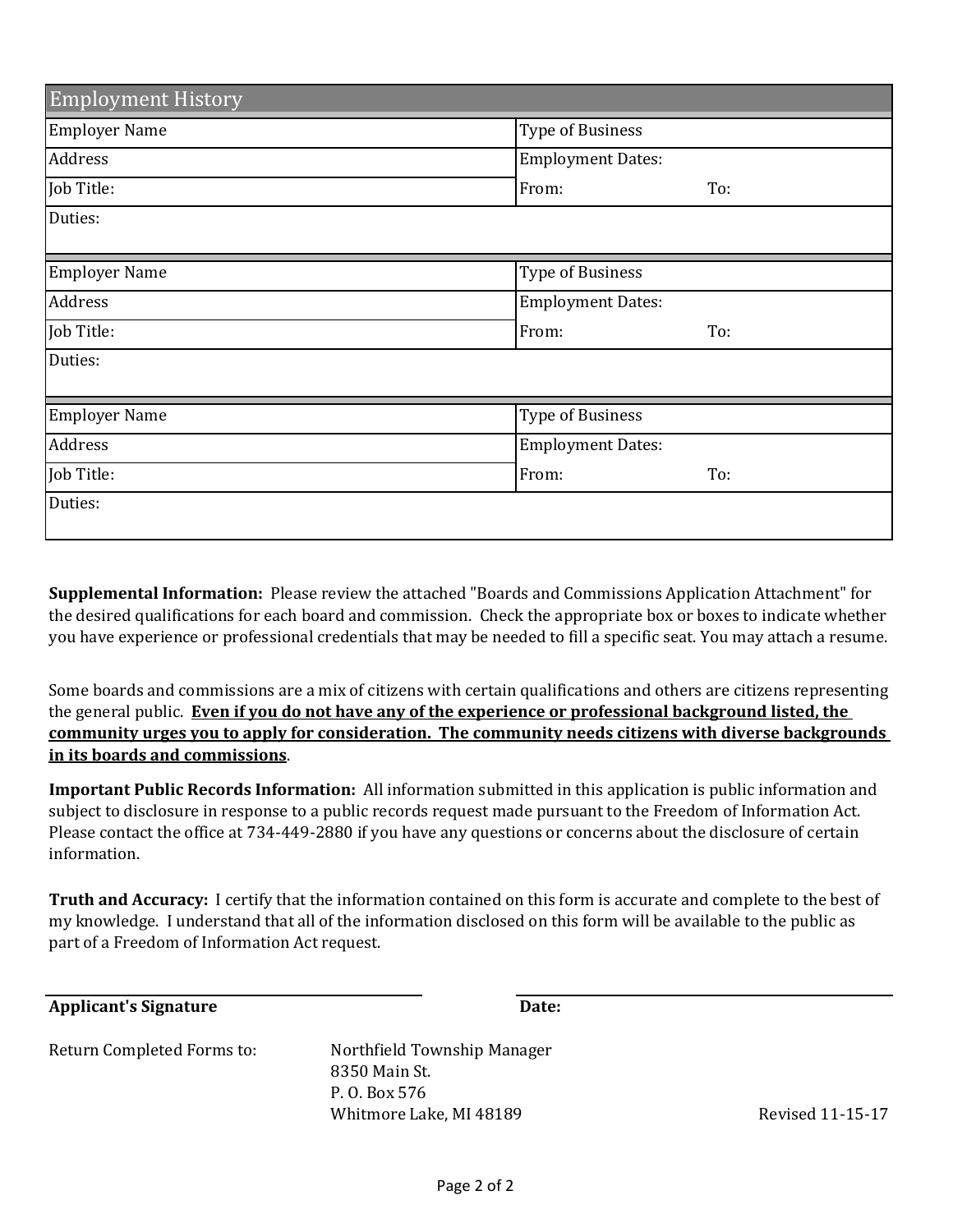## Employment History

| Employer Name | Type of Business | |
|---|---|---|
| Address | Employment Dates: | |
| Job Title: | From: | To: |
| Duties: | | |

| Employer Name | Type of Business | |
|---|---|---|
| Address | Employment Dates: | |
| Job Title: | From: | To: |
| Duties: | | |

| Employer Name | Type of Business | |
|---|---|---|
| Address | Employment Dates: | |
| Job Title: | From: | To: |
| Duties: | | |

**Supplemental Information:** Please review the attached "Boards and Commissions Application Attachment" for the desired qualifications for each board and commission. Check the appropriate box or boxes to indicate whether you have experience or professional credentials that may be needed to fill a specific seat. You may attach a resume.

Some boards and commissions are a mix of citizens with certain qualifications and others are citizens representing the general public. **<u>Even if you do not have any of the experience or professional background listed, the community urges you to apply for consideration. The community needs citizens with diverse backgrounds in its boards and commissions</u>**.

**Important Public Records Information:** All information submitted in this application is public information and subject to disclosure in response to a public records request made pursuant to the Freedom of Information Act. Please contact the office at 734-449-2880 if you have any questions or concerns about the disclosure of certain information.

**Truth and Accuracy:** I certify that the information contained on this form is accurate and complete to the best of my knowledge. I understand that all of the information disclosed on this form will be available to the public as part of a Freedom of Information Act request.

**Applicant's Signature** ______________________ **Date:** ______________________

Return Completed Forms to:

Northfield Township Manager
8350 Main St.
P. O. Box 576
Whitmore Lake, MI 48189

Revised 11-15-17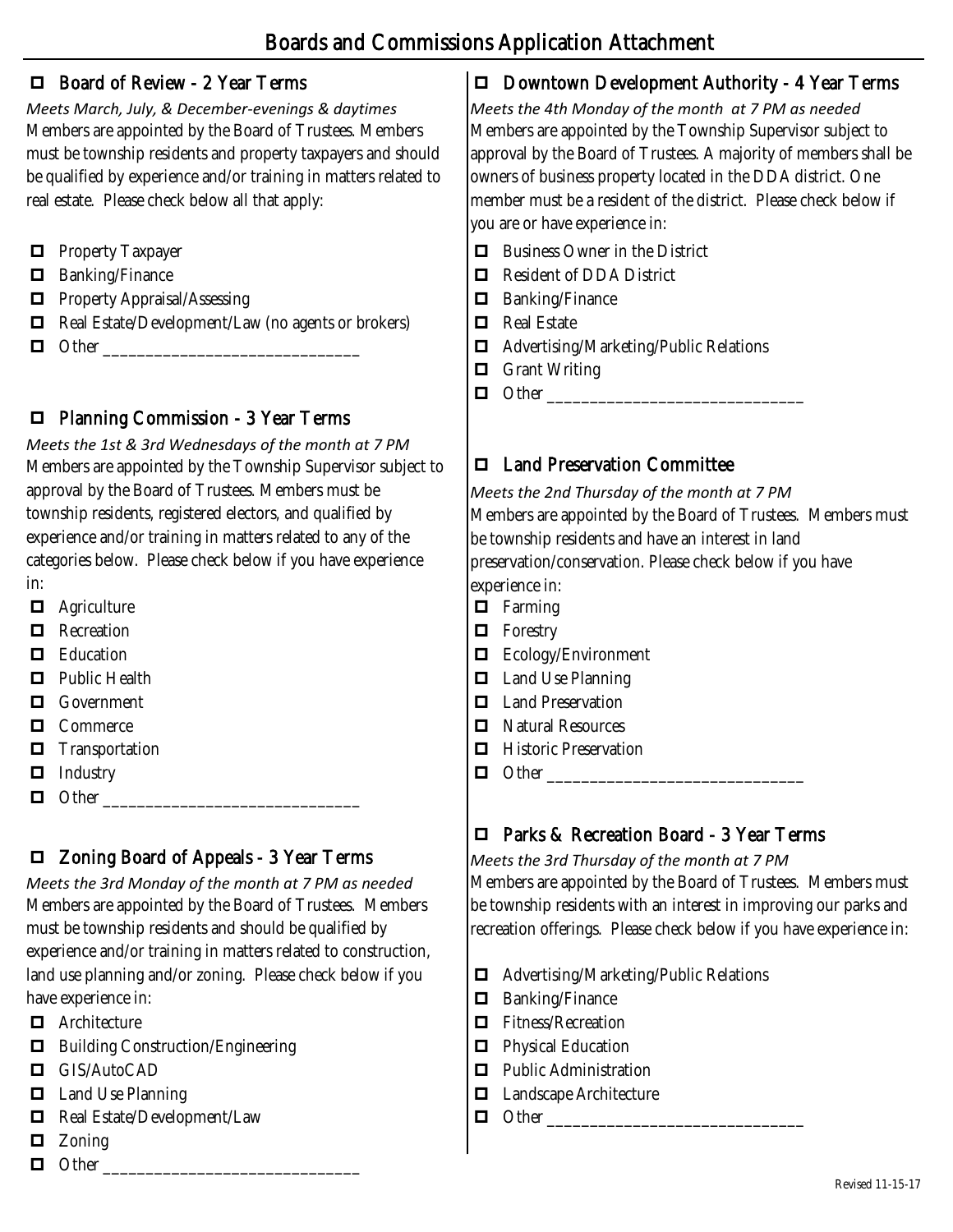# Boards and Commissions Application Attachment

## ☐ Board of Review - 2 Year Terms

*Meets March, July, & December-evenings & daytimes*

Members are appointed by the Board of Trustees. Members must be township residents and property taxpayers and should be qualified by experience and/or training in matters related to real estate. Please check below all that apply:

- ☐ Property Taxpayer
- ☐ Banking/Finance
- ☐ Property Appraisal/Assessing
- ☐ Real Estate/Development/Law (no agents or brokers)
- ☐ Other ______________________________

## ☐ Planning Commission - 3 Year Terms

*Meets the 1st & 3rd Wednesdays of the month at 7 PM*

Members are appointed by the Township Supervisor subject to approval by the Board of Trustees. Members must be township residents, registered electors, and qualified by experience and/or training in matters related to any of the categories below. Please check below if you have experience in:

- ☐ Agriculture
- ☐ Recreation
- ☐ Education
- ☐ Public Health
- ☐ Government
- ☐ Commerce
- ☐ Transportation
- ☐ Industry
- ☐ Other ______________________________

## ☐ Zoning Board of Appeals - 3 Year Terms

*Meets the 3rd Monday of the month at 7 PM as needed*

Members are appointed by the Board of Trustees. Members must be township residents and should be qualified by experience and/or training in matters related to construction, land use planning and/or zoning. Please check below if you have experience in:

- ☐ Architecture
- ☐ Building Construction/Engineering
- ☐ GIS/AutoCAD
- ☐ Land Use Planning
- ☐ Real Estate/Development/Law
- ☐ Zoning
- ☐ Other ______________________________

## ☐ Downtown Development Authority - 4 Year Terms

*Meets the 4th Monday of the month at 7 PM as needed*

Members are appointed by the Township Supervisor subject to approval by the Board of Trustees. A majority of members shall be owners of business property located in the DDA district. One member must be a resident of the district. Please check below if you are or have experience in:

- ☐ Business Owner in the District
- ☐ Resident of DDA District
- ☐ Banking/Finance
- ☐ Real Estate
- ☐ Advertising/Marketing/Public Relations
- ☐ Grant Writing
- ☐ Other ______________________________

## ☐ Land Preservation Committee

*Meets the 2nd Thursday of the month at 7 PM*

Members are appointed by the Board of Trustees. Members must be township residents and have an interest in land preservation/conservation. Please check below if you have experience in:

- ☐ Farming
- ☐ Forestry
- ☐ Ecology/Environment
- ☐ Land Use Planning
- ☐ Land Preservation
- ☐ Natural Resources
- ☐ Historic Preservation
- ☐ Other ______________________________

## ☐ Parks & Recreation Board - 3 Year Terms

*Meets the 3rd Thursday of the month at 7 PM*

Members are appointed by the Board of Trustees. Members must be township residents with an interest in improving our parks and recreation offerings. Please check below if you have experience in:

- ☐ Advertising/Marketing/Public Relations
- ☐ Banking/Finance
- ☐ Fitness/Recreation
- ☐ Physical Education
- ☐ Public Administration
- ☐ Landscape Architecture
- ☐ Other ______________________________

Revised 11-15-17